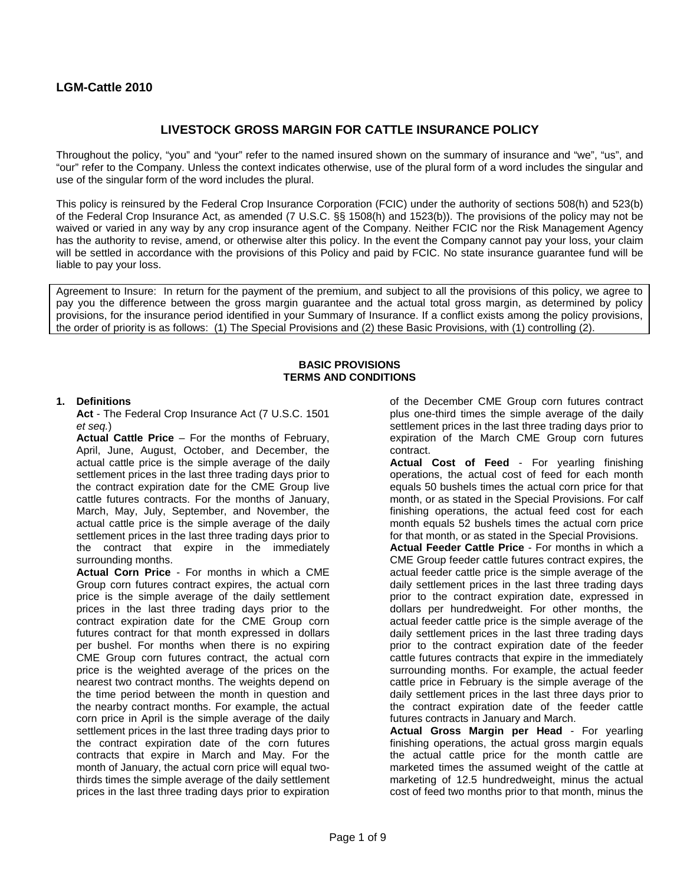**LGM-Cattle 2010**

# LIVESTOCK GROSS MARGIN FOR CATTLE INSURANCE POLICY

Throughout the policy, "you" and "your" refer to the named insured shown on the summary of insurance and "we", "us", and "our" refer to the Company. Unless the context indicates otherwise, use of the plural form of a word includes the singular and use of the singular form of the word includes the plural.

This policy is reinsured by the Federal Crop Insurance Corporation (FCIC) under the authority of sections 508(h) and 523(b) of the Federal Crop Insurance Act, as amended (7 U.S.C. §§ 1508(h) and 1523(b)). The provisions of the policy may not be waived or varied in any way by any crop insurance agent of the Company. Neither FCIC nor the Risk Management Agency has the authority to revise, amend, or otherwise alter this policy. In the event the Company cannot pay your loss, your claim will be settled in accordance with the provisions of this Policy and paid by FCIC. No state insurance guarantee fund will be liable to pay your loss.

Agreement to Insure: In return for the payment of the premium, and subject to all the provisions of this policy, we agree to pay you the difference between the gross margin guarantee and the actual total gross margin, as determined by policy provisions, for the insurance period identified in your Summary of Insurance. If a conflict exists among the policy provisions, the order of priority is as follows: (1) The Special Provisions and (2) these Basic Provisions, with (1) controlling (2).

## BASIC PROVISIONS
## TERMS AND CONDITIONS

**1. Definitions**

**Act** - The Federal Crop Insurance Act (7 U.S.C. 1501 *et seq.*)

**Actual Cattle Price** – For the months of February, April, June, August, October, and December, the actual cattle price is the simple average of the daily settlement prices in the last three trading days prior to the contract expiration date for the CME Group live cattle futures contracts. For the months of January, March, May, July, September, and November, the actual cattle price is the simple average of the daily settlement prices in the last three trading days prior to the contract that expire in the immediately surrounding months.

**Actual Corn Price** - For months in which a CME Group corn futures contract expires, the actual corn price is the simple average of the daily settlement prices in the last three trading days prior to the contract expiration date for the CME Group corn futures contract for that month expressed in dollars per bushel. For months when there is no expiring CME Group corn futures contract, the actual corn price is the weighted average of the prices on the nearest two contract months. The weights depend on the time period between the month in question and the nearby contract months. For example, the actual corn price in April is the simple average of the daily settlement prices in the last three trading days prior to the contract expiration date of the corn futures contracts that expire in March and May. For the month of January, the actual corn price will equal two-thirds times the simple average of the daily settlement prices in the last three trading days prior to expiration of the December CME Group corn futures contract plus one-third times the simple average of the daily settlement prices in the last three trading days prior to expiration of the March CME Group corn futures contract.

**Actual Cost of Feed** - For yearling finishing operations, the actual cost of feed for each month equals 50 bushels times the actual corn price for that month, or as stated in the Special Provisions. For calf finishing operations, the actual feed cost for each month equals 52 bushels times the actual corn price for that month, or as stated in the Special Provisions.

**Actual Feeder Cattle Price** - For months in which a CME Group feeder cattle futures contract expires, the actual feeder cattle price is the simple average of the daily settlement prices in the last three trading days prior to the contract expiration date, expressed in dollars per hundredweight. For other months, the actual feeder cattle price is the simple average of the daily settlement prices in the last three trading days prior to the contract expiration date of the feeder cattle futures contracts that expire in the immediately surrounding months. For example, the actual feeder cattle price in February is the simple average of the daily settlement prices in the last three days prior to the contract expiration date of the feeder cattle futures contracts in January and March.

**Actual Gross Margin per Head** - For yearling finishing operations, the actual gross margin equals the actual cattle price for the month cattle are marketed times the assumed weight of the cattle at marketing of 12.5 hundredweight, minus the actual cost of feed two months prior to that month, minus the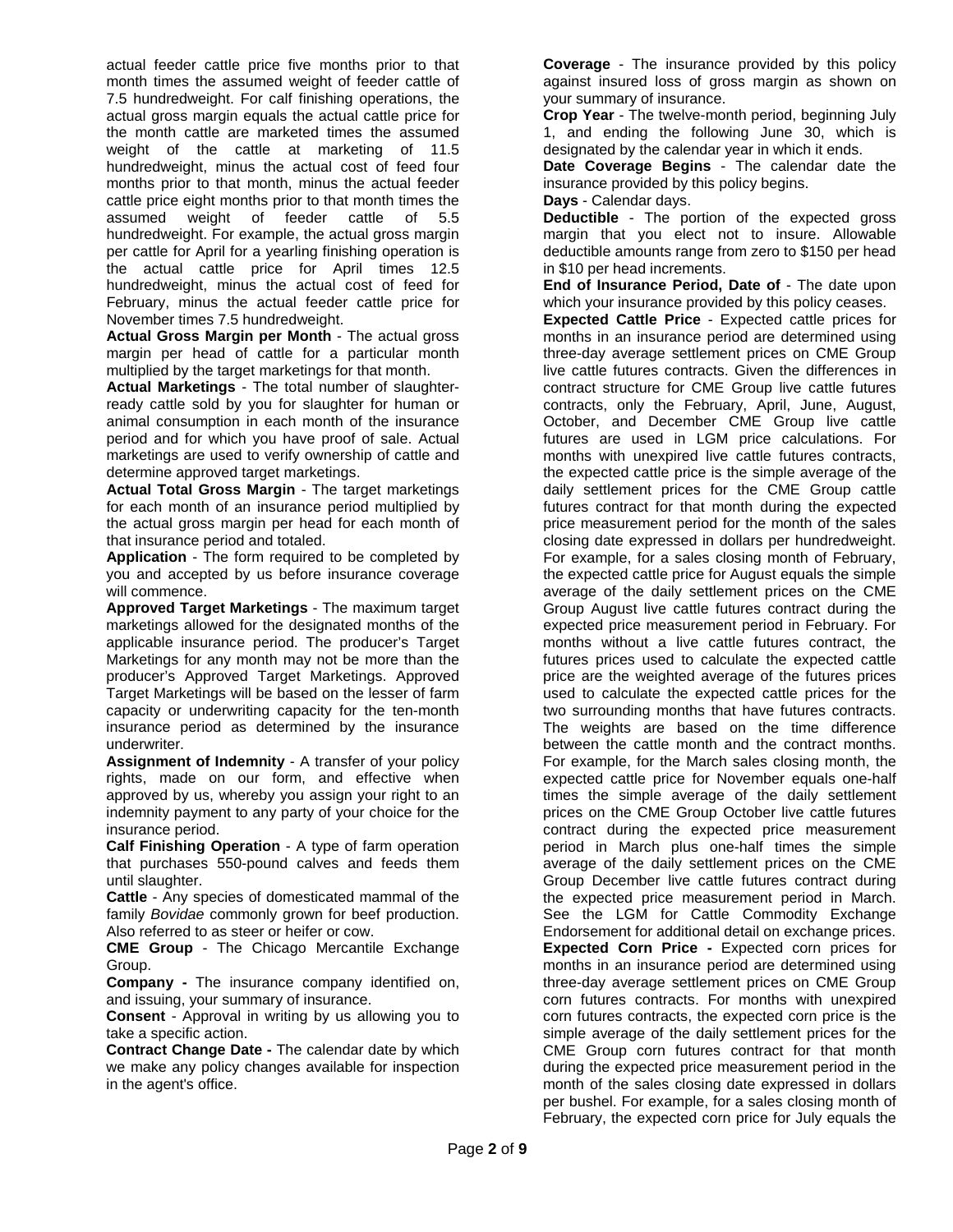actual feeder cattle price five months prior to that month times the assumed weight of feeder cattle of 7.5 hundredweight. For calf finishing operations, the actual gross margin equals the actual cattle price for the month cattle are marketed times the assumed weight of the cattle at marketing of 11.5 hundredweight, minus the actual cost of feed four months prior to that month, minus the actual feeder cattle price eight months prior to that month times the assumed weight of feeder cattle of 5.5 hundredweight. For example, the actual gross margin per cattle for April for a yearling finishing operation is the actual cattle price for April times 12.5 hundredweight, minus the actual cost of feed for February, minus the actual feeder cattle price for November times 7.5 hundredweight.

**Actual Gross Margin per Month** - The actual gross margin per head of cattle for a particular month multiplied by the target marketings for that month.

**Actual Marketings** - The total number of slaughter-ready cattle sold by you for slaughter for human or animal consumption in each month of the insurance period and for which you have proof of sale. Actual marketings are used to verify ownership of cattle and determine approved target marketings.

**Actual Total Gross Margin** - The target marketings for each month of an insurance period multiplied by the actual gross margin per head for each month of that insurance period and totaled.

**Application** - The form required to be completed by you and accepted by us before insurance coverage will commence.

**Approved Target Marketings** - The maximum target marketings allowed for the designated months of the applicable insurance period. The producer's Target Marketings for any month may not be more than the producer's Approved Target Marketings. Approved Target Marketings will be based on the lesser of farm capacity or underwriting capacity for the ten-month insurance period as determined by the insurance underwriter.

**Assignment of Indemnity** - A transfer of your policy rights, made on our form, and effective when approved by us, whereby you assign your right to an indemnity payment to any party of your choice for the insurance period.

**Calf Finishing Operation** - A type of farm operation that purchases 550-pound calves and feeds them until slaughter.

**Cattle** - Any species of domesticated mammal of the family *Bovidae* commonly grown for beef production. Also referred to as steer or heifer or cow.

**CME Group** - The Chicago Mercantile Exchange Group.

**Company -** The insurance company identified on, and issuing, your summary of insurance.

**Consent** - Approval in writing by us allowing you to take a specific action.

**Contract Change Date -** The calendar date by which we make any policy changes available for inspection in the agent's office.

**Coverage** - The insurance provided by this policy against insured loss of gross margin as shown on your summary of insurance.

**Crop Year** - The twelve-month period, beginning July 1, and ending the following June 30, which is designated by the calendar year in which it ends.

**Date Coverage Begins** - The calendar date the insurance provided by this policy begins.

**Days** - Calendar days.

**Deductible** - The portion of the expected gross margin that you elect not to insure. Allowable deductible amounts range from zero to $150 per head in $10 per head increments.

**End of Insurance Period, Date of** - The date upon which your insurance provided by this policy ceases.

**Expected Cattle Price** - Expected cattle prices for months in an insurance period are determined using three-day average settlement prices on CME Group live cattle futures contracts. Given the differences in contract structure for CME Group live cattle futures contracts, only the February, April, June, August, October, and December CME Group live cattle futures are used in LGM price calculations. For months with unexpired live cattle futures contracts, the expected cattle price is the simple average of the daily settlement prices for the CME Group cattle futures contract for that month during the expected price measurement period for the month of the sales closing date expressed in dollars per hundredweight. For example, for a sales closing month of February, the expected cattle price for August equals the simple average of the daily settlement prices on the CME Group August live cattle futures contract during the expected price measurement period in February. For months without a live cattle futures contract, the futures prices used to calculate the expected cattle price are the weighted average of the futures prices used to calculate the expected cattle prices for the two surrounding months that have futures contracts. The weights are based on the time difference between the cattle month and the contract months. For example, for the March sales closing month, the expected cattle price for November equals one-half times the simple average of the daily settlement prices on the CME Group October live cattle futures contract during the expected price measurement period in March plus one-half times the simple average of the daily settlement prices on the CME Group December live cattle futures contract during the expected price measurement period in March. See the LGM for Cattle Commodity Exchange Endorsement for additional detail on exchange prices.

**Expected Corn Price -** Expected corn prices for months in an insurance period are determined using three-day average settlement prices on CME Group corn futures contracts. For months with unexpired corn futures contracts, the expected corn price is the simple average of the daily settlement prices for the CME Group corn futures contract for that month during the expected price measurement period in the month of the sales closing date expressed in dollars per bushel. For example, for a sales closing month of February, the expected corn price for July equals the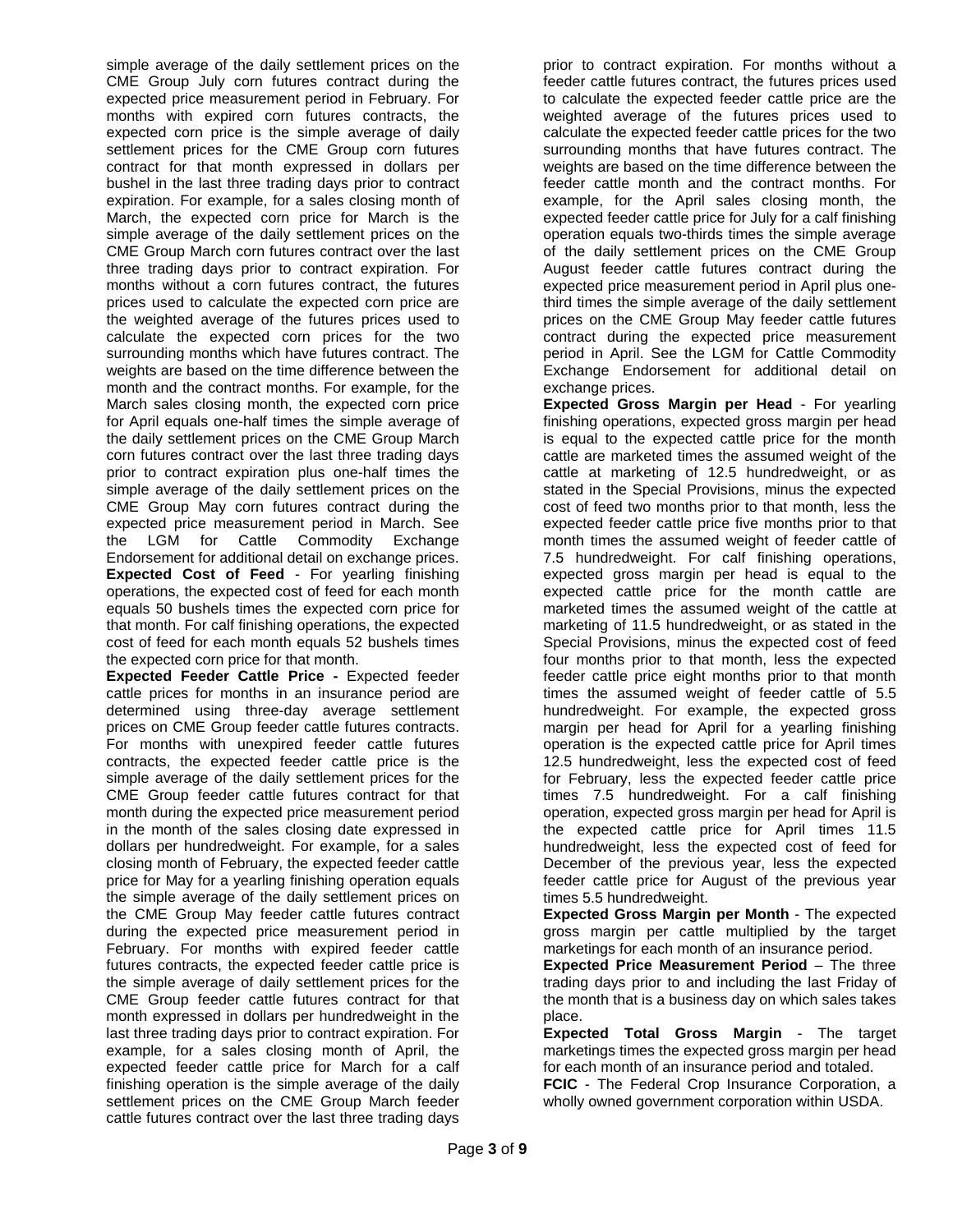simple average of the daily settlement prices on the CME Group July corn futures contract during the expected price measurement period in February. For months with expired corn futures contracts, the expected corn price is the simple average of daily settlement prices for the CME Group corn futures contract for that month expressed in dollars per bushel in the last three trading days prior to contract expiration. For example, for a sales closing month of March, the expected corn price for March is the simple average of the daily settlement prices on the CME Group March corn futures contract over the last three trading days prior to contract expiration. For months without a corn futures contract, the futures prices used to calculate the expected corn price are the weighted average of the futures prices used to calculate the expected corn prices for the two surrounding months which have futures contract. The weights are based on the time difference between the month and the contract months. For example, for the March sales closing month, the expected corn price for April equals one-half times the simple average of the daily settlement prices on the CME Group March corn futures contract over the last three trading days prior to contract expiration plus one-half times the simple average of the daily settlement prices on the CME Group May corn futures contract during the expected price measurement period in March. See the LGM for Cattle Commodity Exchange Endorsement for additional detail on exchange prices.

**Expected Cost of Feed** - For yearling finishing operations, the expected cost of feed for each month equals 50 bushels times the expected corn price for that month. For calf finishing operations, the expected cost of feed for each month equals 52 bushels times the expected corn price for that month.

**Expected Feeder Cattle Price -** Expected feeder cattle prices for months in an insurance period are determined using three-day average settlement prices on CME Group feeder cattle futures contracts. For months with unexpired feeder cattle futures contracts, the expected feeder cattle price is the simple average of the daily settlement prices for the CME Group feeder cattle futures contract for that month during the expected price measurement period in the month of the sales closing date expressed in dollars per hundredweight. For example, for a sales closing month of February, the expected feeder cattle price for May for a yearling finishing operation equals the simple average of the daily settlement prices on the CME Group May feeder cattle futures contract during the expected price measurement period in February. For months with expired feeder cattle futures contracts, the expected feeder cattle price is the simple average of daily settlement prices for the CME Group feeder cattle futures contract for that month expressed in dollars per hundredweight in the last three trading days prior to contract expiration. For example, for a sales closing month of April, the expected feeder cattle price for March for a calf finishing operation is the simple average of the daily settlement prices on the CME Group March feeder cattle futures contract over the last three trading days prior to contract expiration. For months without a feeder cattle futures contract, the futures prices used to calculate the expected feeder cattle price are the weighted average of the futures prices used to calculate the expected feeder cattle prices for the two surrounding months that have futures contract. The weights are based on the time difference between the feeder cattle month and the contract months. For example, for the April sales closing month, the expected feeder cattle price for July for a calf finishing operation equals two-thirds times the simple average of the daily settlement prices on the CME Group August feeder cattle futures contract during the expected price measurement period in April plus one-third times the simple average of the daily settlement prices on the CME Group May feeder cattle futures contract during the expected price measurement period in April. See the LGM for Cattle Commodity Exchange Endorsement for additional detail on exchange prices.

**Expected Gross Margin per Head** - For yearling finishing operations, expected gross margin per head is equal to the expected cattle price for the month cattle are marketed times the assumed weight of the cattle at marketing of 12.5 hundredweight, or as stated in the Special Provisions, minus the expected cost of feed two months prior to that month, less the expected feeder cattle price five months prior to that month times the assumed weight of feeder cattle of 7.5 hundredweight. For calf finishing operations, expected gross margin per head is equal to the expected cattle price for the month cattle are marketed times the assumed weight of the cattle at marketing of 11.5 hundredweight, or as stated in the Special Provisions, minus the expected cost of feed four months prior to that month, less the expected feeder cattle price eight months prior to that month times the assumed weight of feeder cattle of 5.5 hundredweight. For example, the expected gross margin per head for April for a yearling finishing operation is the expected cattle price for April times 12.5 hundredweight, less the expected cost of feed for February, less the expected feeder cattle price times 7.5 hundredweight. For a calf finishing operation, expected gross margin per head for April is the expected cattle price for April times 11.5 hundredweight, less the expected cost of feed for December of the previous year, less the expected feeder cattle price for August of the previous year times 5.5 hundredweight.

**Expected Gross Margin per Month** - The expected gross margin per cattle multiplied by the target marketings for each month of an insurance period.

**Expected Price Measurement Period** – The three trading days prior to and including the last Friday of the month that is a business day on which sales takes place.

**Expected Total Gross Margin** - The target marketings times the expected gross margin per head for each month of an insurance period and totaled.

**FCIC** - The Federal Crop Insurance Corporation, a wholly owned government corporation within USDA.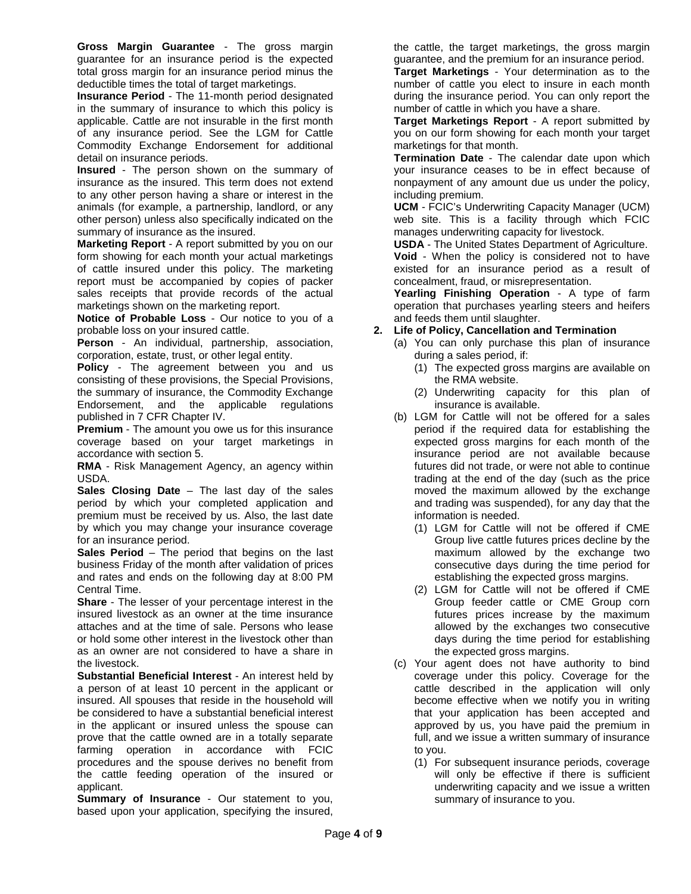**Gross Margin Guarantee** - The gross margin guarantee for an insurance period is the expected total gross margin for an insurance period minus the deductible times the total of target marketings.

**Insurance Period** - The 11-month period designated in the summary of insurance to which this policy is applicable. Cattle are not insurable in the first month of any insurance period. See the LGM for Cattle Commodity Exchange Endorsement for additional detail on insurance periods.

**Insured** - The person shown on the summary of insurance as the insured. This term does not extend to any other person having a share or interest in the animals (for example, a partnership, landlord, or any other person) unless also specifically indicated on the summary of insurance as the insured.

**Marketing Report** - A report submitted by you on our form showing for each month your actual marketings of cattle insured under this policy. The marketing report must be accompanied by copies of packer sales receipts that provide records of the actual marketings shown on the marketing report.

**Notice of Probable Loss** - Our notice to you of a probable loss on your insured cattle.

**Person** - An individual, partnership, association, corporation, estate, trust, or other legal entity.

**Policy** - The agreement between you and us consisting of these provisions, the Special Provisions, the summary of insurance, the Commodity Exchange Endorsement, and the applicable regulations published in 7 CFR Chapter IV.

**Premium** - The amount you owe us for this insurance coverage based on your target marketings in accordance with section 5.

**RMA** - Risk Management Agency, an agency within USDA.

**Sales Closing Date** – The last day of the sales period by which your completed application and premium must be received by us. Also, the last date by which you may change your insurance coverage for an insurance period.

**Sales Period** – The period that begins on the last business Friday of the month after validation of prices and rates and ends on the following day at 8:00 PM Central Time.

**Share** - The lesser of your percentage interest in the insured livestock as an owner at the time insurance attaches and at the time of sale. Persons who lease or hold some other interest in the livestock other than as an owner are not considered to have a share in the livestock.

**Substantial Beneficial Interest** - An interest held by a person of at least 10 percent in the applicant or insured. All spouses that reside in the household will be considered to have a substantial beneficial interest in the applicant or insured unless the spouse can prove that the cattle owned are in a totally separate farming operation in accordance with FCIC procedures and the spouse derives no benefit from the cattle feeding operation of the insured or applicant.

**Summary of Insurance** - Our statement to you, based upon your application, specifying the insured, the cattle, the target marketings, the gross margin guarantee, and the premium for an insurance period.

**Target Marketings** - Your determination as to the number of cattle you elect to insure in each month during the insurance period. You can only report the number of cattle in which you have a share.

**Target Marketings Report** - A report submitted by you on our form showing for each month your target marketings for that month.

**Termination Date** - The calendar date upon which your insurance ceases to be in effect because of nonpayment of any amount due us under the policy, including premium.

**UCM** - FCIC's Underwriting Capacity Manager (UCM) web site. This is a facility through which FCIC manages underwriting capacity for livestock.

**USDA** - The United States Department of Agriculture.

**Void** - When the policy is considered not to have existed for an insurance period as a result of concealment, fraud, or misrepresentation.

**Yearling Finishing Operation** - A type of farm operation that purchases yearling steers and heifers and feeds them until slaughter.

**2. Life of Policy, Cancellation and Termination**

(a) You can only purchase this plan of insurance during a sales period, if:

(1) The expected gross margins are available on the RMA website.

(2) Underwriting capacity for this plan of insurance is available.

(b) LGM for Cattle will not be offered for a sales period if the required data for establishing the expected gross margins for each month of the insurance period are not available because futures did not trade, or were not able to continue trading at the end of the day (such as the price moved the maximum allowed by the exchange and trading was suspended), for any day that the information is needed.

(1) LGM for Cattle will not be offered if CME Group live cattle futures prices decline by the maximum allowed by the exchange two consecutive days during the time period for establishing the expected gross margins.

(2) LGM for Cattle will not be offered if CME Group feeder cattle or CME Group corn futures prices increase by the maximum allowed by the exchanges two consecutive days during the time period for establishing the expected gross margins.

(c) Your agent does not have authority to bind coverage under this policy. Coverage for the cattle described in the application will only become effective when we notify you in writing that your application has been accepted and approved by us, you have paid the premium in full, and we issue a written summary of insurance to you.

(1) For subsequent insurance periods, coverage will only be effective if there is sufficient underwriting capacity and we issue a written summary of insurance to you.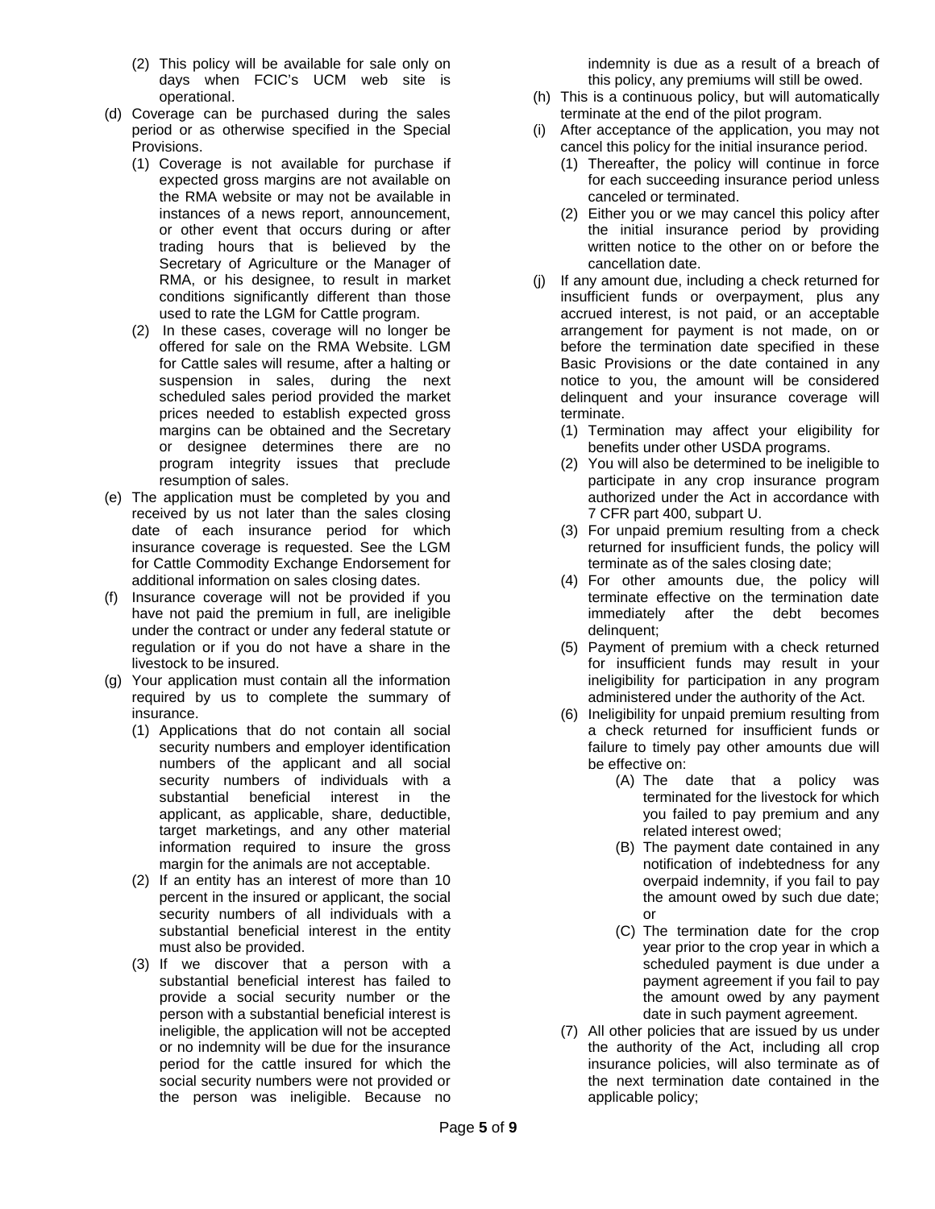(2) This policy will be available for sale only on days when FCIC's UCM web site is operational.

(d) Coverage can be purchased during the sales period or as otherwise specified in the Special Provisions.

(1) Coverage is not available for purchase if expected gross margins are not available on the RMA website or may not be available in instances of a news report, announcement, or other event that occurs during or after trading hours that is believed by the Secretary of Agriculture or the Manager of RMA, or his designee, to result in market conditions significantly different than those used to rate the LGM for Cattle program.

(2) In these cases, coverage will no longer be offered for sale on the RMA Website. LGM for Cattle sales will resume, after a halting or suspension in sales, during the next scheduled sales period provided the market prices needed to establish expected gross margins can be obtained and the Secretary or designee determines there are no program integrity issues that preclude resumption of sales.

(e) The application must be completed by you and received by us not later than the sales closing date of each insurance period for which insurance coverage is requested. See the LGM for Cattle Commodity Exchange Endorsement for additional information on sales closing dates.

(f) Insurance coverage will not be provided if you have not paid the premium in full, are ineligible under the contract or under any federal statute or regulation or if you do not have a share in the livestock to be insured.

(g) Your application must contain all the information required by us to complete the summary of insurance.

(1) Applications that do not contain all social security numbers and employer identification numbers of the applicant and all social security numbers of individuals with a substantial beneficial interest in the applicant, as applicable, share, deductible, target marketings, and any other material information required to insure the gross margin for the animals are not acceptable.

(2) If an entity has an interest of more than 10 percent in the insured or applicant, the social security numbers of all individuals with a substantial beneficial interest in the entity must also be provided.

(3) If we discover that a person with a substantial beneficial interest has failed to provide a social security number or the person with a substantial beneficial interest is ineligible, the application will not be accepted or no indemnity will be due for the insurance period for the cattle insured for which the social security numbers were not provided or the person was ineligible. Because no indemnity is due as a result of a breach of this policy, any premiums will still be owed.

(h) This is a continuous policy, but will automatically terminate at the end of the pilot program.

(i) After acceptance of the application, you may not cancel this policy for the initial insurance period.

(1) Thereafter, the policy will continue in force for each succeeding insurance period unless canceled or terminated.

(2) Either you or we may cancel this policy after the initial insurance period by providing written notice to the other on or before the cancellation date.

(j) If any amount due, including a check returned for insufficient funds or overpayment, plus any accrued interest, is not paid, or an acceptable arrangement for payment is not made, on or before the termination date specified in these Basic Provisions or the date contained in any notice to you, the amount will be considered delinquent and your insurance coverage will terminate.

(1) Termination may affect your eligibility for benefits under other USDA programs.

(2) You will also be determined to be ineligible to participate in any crop insurance program authorized under the Act in accordance with 7 CFR part 400, subpart U.

(3) For unpaid premium resulting from a check returned for insufficient funds, the policy will terminate as of the sales closing date;

(4) For other amounts due, the policy will terminate effective on the termination date immediately after the debt becomes delinquent;

(5) Payment of premium with a check returned for insufficient funds may result in your ineligibility for participation in any program administered under the authority of the Act.

(6) Ineligibility for unpaid premium resulting from a check returned for insufficient funds or failure to timely pay other amounts due will be effective on:

(A) The date that a policy was terminated for the livestock for which you failed to pay premium and any related interest owed;

(B) The payment date contained in any notification of indebtedness for any overpaid indemnity, if you fail to pay the amount owed by such due date; or

(C) The termination date for the crop year prior to the crop year in which a scheduled payment is due under a payment agreement if you fail to pay the amount owed by any payment date in such payment agreement.

(7) All other policies that are issued by us under the authority of the Act, including all crop insurance policies, will also terminate as of the next termination date contained in the applicable policy;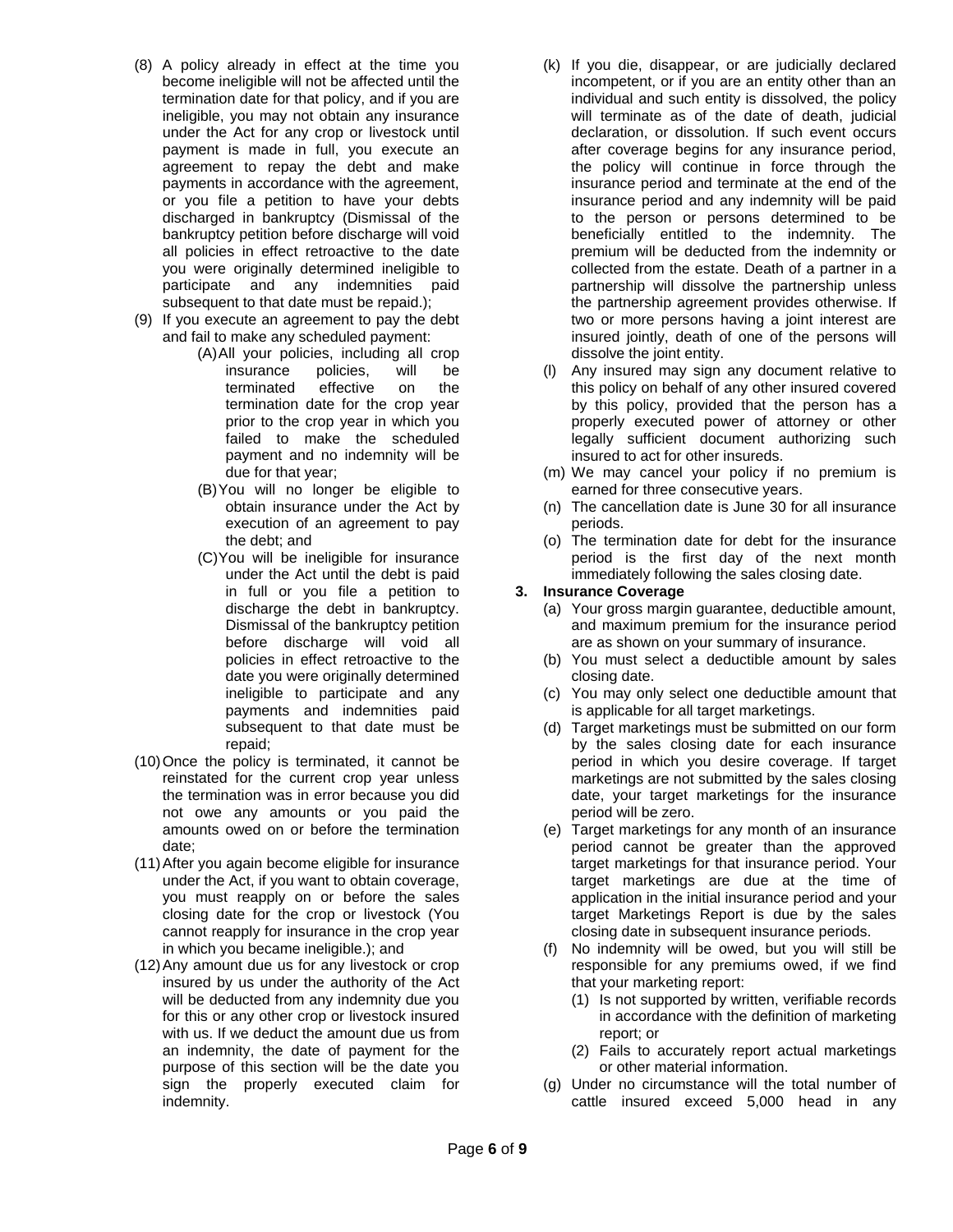(8) A policy already in effect at the time you become ineligible will not be affected until the termination date for that policy, and if you are ineligible, you may not obtain any insurance under the Act for any crop or livestock until payment is made in full, you execute an agreement to repay the debt and make payments in accordance with the agreement, or you file a petition to have your debts discharged in bankruptcy (Dismissal of the bankruptcy petition before discharge will void all policies in effect retroactive to the date you were originally determined ineligible to participate and any indemnities paid subsequent to that date must be repaid.);

(9) If you execute an agreement to pay the debt and fail to make any scheduled payment:

(A) All your policies, including all crop insurance policies, will be terminated effective on the termination date for the crop year prior to the crop year in which you failed to make the scheduled payment and no indemnity will be due for that year;

(B) You will no longer be eligible to obtain insurance under the Act by execution of an agreement to pay the debt; and

(C) You will be ineligible for insurance under the Act until the debt is paid in full or you file a petition to discharge the debt in bankruptcy. Dismissal of the bankruptcy petition before discharge will void all policies in effect retroactive to the date you were originally determined ineligible to participate and any payments and indemnities paid subsequent to that date must be repaid;

(10) Once the policy is terminated, it cannot be reinstated for the current crop year unless the termination was in error because you did not owe any amounts or you paid the amounts owed on or before the termination date;

(11) After you again become eligible for insurance under the Act, if you want to obtain coverage, you must reapply on or before the sales closing date for the crop or livestock (You cannot reapply for insurance in the crop year in which you became ineligible.); and

(12) Any amount due us for any livestock or crop insured by us under the authority of the Act will be deducted from any indemnity due you for this or any other crop or livestock insured with us. If we deduct the amount due us from an indemnity, the date of payment for the purpose of this section will be the date you sign the properly executed claim for indemnity.

(k) If you die, disappear, or are judicially declared incompetent, or if you are an entity other than an individual and such entity is dissolved, the policy will terminate as of the date of death, judicial declaration, or dissolution. If such event occurs after coverage begins for any insurance period, the policy will continue in force through the insurance period and terminate at the end of the insurance period and any indemnity will be paid to the person or persons determined to be beneficially entitled to the indemnity. The premium will be deducted from the indemnity or collected from the estate. Death of a partner in a partnership will dissolve the partnership unless the partnership agreement provides otherwise. If two or more persons having a joint interest are insured jointly, death of one of the persons will dissolve the joint entity.

(l) Any insured may sign any document relative to this policy on behalf of any other insured covered by this policy, provided that the person has a properly executed power of attorney or other legally sufficient document authorizing such insured to act for other insureds.

(m) We may cancel your policy if no premium is earned for three consecutive years.

(n) The cancellation date is June 30 for all insurance periods.

(o) The termination date for debt for the insurance period is the first day of the next month immediately following the sales closing date.

**3. Insurance Coverage**

(a) Your gross margin guarantee, deductible amount, and maximum premium for the insurance period are as shown on your summary of insurance.

(b) You must select a deductible amount by sales closing date.

(c) You may only select one deductible amount that is applicable for all target marketings.

(d) Target marketings must be submitted on our form by the sales closing date for each insurance period in which you desire coverage. If target marketings are not submitted by the sales closing date, your target marketings for the insurance period will be zero.

(e) Target marketings for any month of an insurance period cannot be greater than the approved target marketings for that insurance period. Your target marketings are due at the time of application in the initial insurance period and your target Marketings Report is due by the sales closing date in subsequent insurance periods.

(f) No indemnity will be owed, but you will still be responsible for any premiums owed, if we find that your marketing report:

(1) Is not supported by written, verifiable records in accordance with the definition of marketing report; or

(2) Fails to accurately report actual marketings or other material information.

(g) Under no circumstance will the total number of cattle insured exceed 5,000 head in any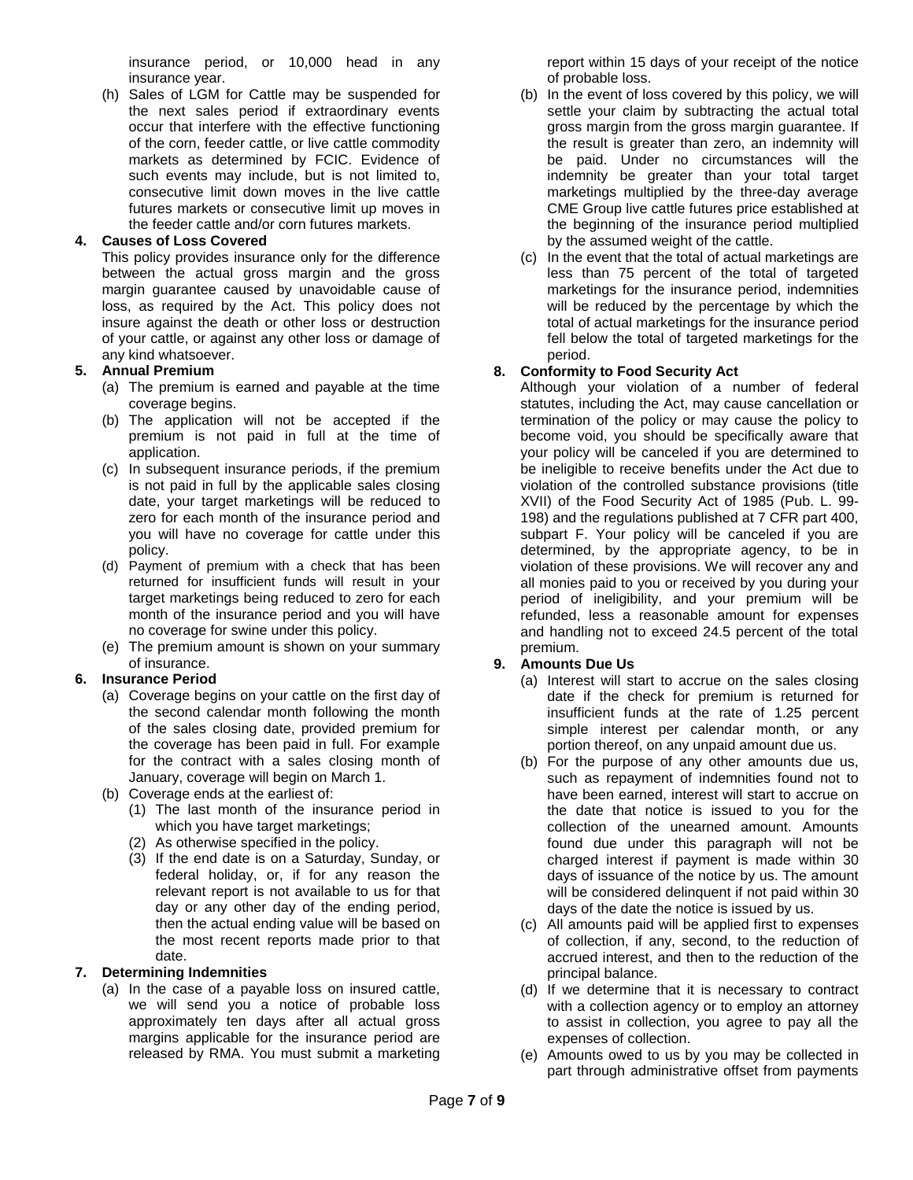insurance period, or 10,000 head in any insurance year.

(h) Sales of LGM for Cattle may be suspended for the next sales period if extraordinary events occur that interfere with the effective functioning of the corn, feeder cattle, or live cattle commodity markets as determined by FCIC. Evidence of such events may include, but is not limited to, consecutive limit down moves in the live cattle futures markets or consecutive limit up moves in the feeder cattle and/or corn futures markets.

**4. Causes of Loss Covered**

This policy provides insurance only for the difference between the actual gross margin and the gross margin guarantee caused by unavoidable cause of loss, as required by the Act. This policy does not insure against the death or other loss or destruction of your cattle, or against any other loss or damage of any kind whatsoever.

**5. Annual Premium**

(a) The premium is earned and payable at the time coverage begins.

(b) The application will not be accepted if the premium is not paid in full at the time of application.

(c) In subsequent insurance periods, if the premium is not paid in full by the applicable sales closing date, your target marketings will be reduced to zero for each month of the insurance period and you will have no coverage for cattle under this policy.

(d) Payment of premium with a check that has been returned for insufficient funds will result in your target marketings being reduced to zero for each month of the insurance period and you will have no coverage for swine under this policy.

(e) The premium amount is shown on your summary of insurance.

**6. Insurance Period**

(a) Coverage begins on your cattle on the first day of the second calendar month following the month of the sales closing date, provided premium for the coverage has been paid in full. For example for the contract with a sales closing month of January, coverage will begin on March 1.

(b) Coverage ends at the earliest of:

(1) The last month of the insurance period in which you have target marketings;

(2) As otherwise specified in the policy.

(3) If the end date is on a Saturday, Sunday, or federal holiday, or, if for any reason the relevant report is not available to us for that day or any other day of the ending period, then the actual ending value will be based on the most recent reports made prior to that date.

**7. Determining Indemnities**

(a) In the case of a payable loss on insured cattle, we will send you a notice of probable loss approximately ten days after all actual gross margins applicable for the insurance period are released by RMA. You must submit a marketing report within 15 days of your receipt of the notice of probable loss.

(b) In the event of loss covered by this policy, we will settle your claim by subtracting the actual total gross margin from the gross margin guarantee. If the result is greater than zero, an indemnity will be paid. Under no circumstances will the indemnity be greater than your total target marketings multiplied by the three-day average CME Group live cattle futures price established at the beginning of the insurance period multiplied by the assumed weight of the cattle.

(c) In the event that the total of actual marketings are less than 75 percent of the total of targeted marketings for the insurance period, indemnities will be reduced by the percentage by which the total of actual marketings for the insurance period fell below the total of targeted marketings for the period.

**8. Conformity to Food Security Act**

Although your violation of a number of federal statutes, including the Act, may cause cancellation or termination of the policy or may cause the policy to become void, you should be specifically aware that your policy will be canceled if you are determined to be ineligible to receive benefits under the Act due to violation of the controlled substance provisions (title XVII) of the Food Security Act of 1985 (Pub. L. 99-198) and the regulations published at 7 CFR part 400, subpart F. Your policy will be canceled if you are determined, by the appropriate agency, to be in violation of these provisions. We will recover any and all monies paid to you or received by you during your period of ineligibility, and your premium will be refunded, less a reasonable amount for expenses and handling not to exceed 24.5 percent of the total premium.

**9. Amounts Due Us**

(a) Interest will start to accrue on the sales closing date if the check for premium is returned for insufficient funds at the rate of 1.25 percent simple interest per calendar month, or any portion thereof, on any unpaid amount due us.

(b) For the purpose of any other amounts due us, such as repayment of indemnities found not to have been earned, interest will start to accrue on the date that notice is issued to you for the collection of the unearned amount. Amounts found due under this paragraph will not be charged interest if payment is made within 30 days of issuance of the notice by us. The amount will be considered delinquent if not paid within 30 days of the date the notice is issued by us.

(c) All amounts paid will be applied first to expenses of collection, if any, second, to the reduction of accrued interest, and then to the reduction of the principal balance.

(d) If we determine that it is necessary to contract with a collection agency or to employ an attorney to assist in collection, you agree to pay all the expenses of collection.

(e) Amounts owed to us by you may be collected in part through administrative offset from payments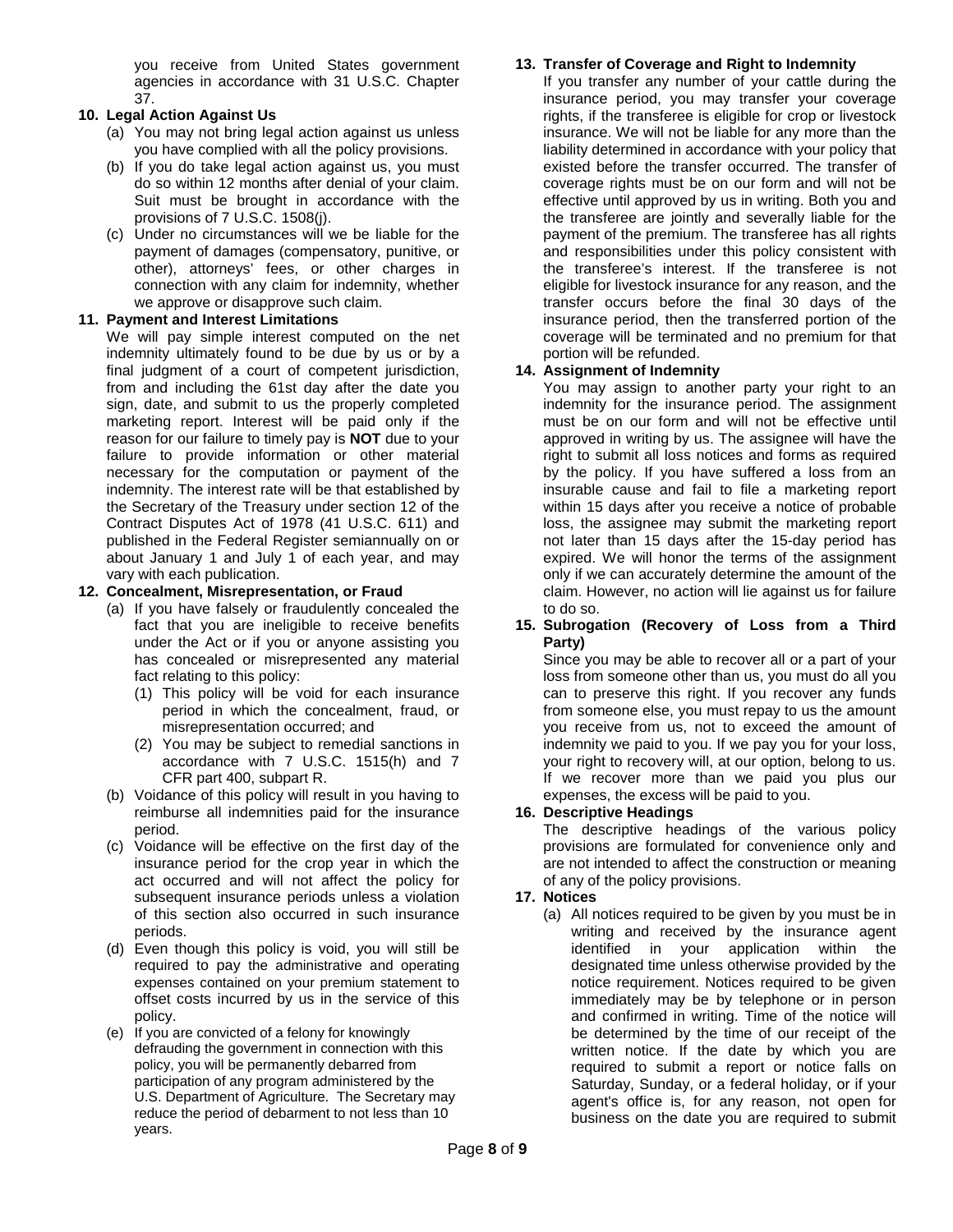you receive from United States government agencies in accordance with 31 U.S.C. Chapter 37.

**10. Legal Action Against Us**

(a) You may not bring legal action against us unless you have complied with all the policy provisions.

(b) If you do take legal action against us, you must do so within 12 months after denial of your claim. Suit must be brought in accordance with the provisions of 7 U.S.C. 1508(j).

(c) Under no circumstances will we be liable for the payment of damages (compensatory, punitive, or other), attorneys' fees, or other charges in connection with any claim for indemnity, whether we approve or disapprove such claim.

**11. Payment and Interest Limitations**

We will pay simple interest computed on the net indemnity ultimately found to be due by us or by a final judgment of a court of competent jurisdiction, from and including the 61st day after the date you sign, date, and submit to us the properly completed marketing report. Interest will be paid only if the reason for our failure to timely pay is **NOT** due to your failure to provide information or other material necessary for the computation or payment of the indemnity. The interest rate will be that established by the Secretary of the Treasury under section 12 of the Contract Disputes Act of 1978 (41 U.S.C. 611) and published in the Federal Register semiannually on or about January 1 and July 1 of each year, and may vary with each publication.

**12. Concealment, Misrepresentation, or Fraud**

(a) If you have falsely or fraudulently concealed the fact that you are ineligible to receive benefits under the Act or if you or anyone assisting you has concealed or misrepresented any material fact relating to this policy:

(1) This policy will be void for each insurance period in which the concealment, fraud, or misrepresentation occurred; and

(2) You may be subject to remedial sanctions in accordance with 7 U.S.C. 1515(h) and 7 CFR part 400, subpart R.

(b) Voidance of this policy will result in you having to reimburse all indemnities paid for the insurance period.

(c) Voidance will be effective on the first day of the insurance period for the crop year in which the act occurred and will not affect the policy for subsequent insurance periods unless a violation of this section also occurred in such insurance periods.

(d) Even though this policy is void, you will still be required to pay the administrative and operating expenses contained on your premium statement to offset costs incurred by us in the service of this policy.

(e) If you are convicted of a felony for knowingly defrauding the government in connection with this policy, you will be permanently debarred from participation of any program administered by the U.S. Department of Agriculture. The Secretary may reduce the period of debarment to not less than 10 years.

**13. Transfer of Coverage and Right to Indemnity**

If you transfer any number of your cattle during the insurance period, you may transfer your coverage rights, if the transferee is eligible for crop or livestock insurance. We will not be liable for any more than the liability determined in accordance with your policy that existed before the transfer occurred. The transfer of coverage rights must be on our form and will not be effective until approved by us in writing. Both you and the transferee are jointly and severally liable for the payment of the premium. The transferee has all rights and responsibilities under this policy consistent with the transferee's interest. If the transferee is not eligible for livestock insurance for any reason, and the transfer occurs before the final 30 days of the insurance period, then the transferred portion of the coverage will be terminated and no premium for that portion will be refunded.

**14. Assignment of Indemnity**

You may assign to another party your right to an indemnity for the insurance period. The assignment must be on our form and will not be effective until approved in writing by us. The assignee will have the right to submit all loss notices and forms as required by the policy. If you have suffered a loss from an insurable cause and fail to file a marketing report within 15 days after you receive a notice of probable loss, the assignee may submit the marketing report not later than 15 days after the 15-day period has expired. We will honor the terms of the assignment only if we can accurately determine the amount of the claim. However, no action will lie against us for failure to do so.

**15. Subrogation (Recovery of Loss from a Third Party)**

Since you may be able to recover all or a part of your loss from someone other than us, you must do all you can to preserve this right. If you recover any funds from someone else, you must repay to us the amount you receive from us, not to exceed the amount of indemnity we paid to you. If we pay you for your loss, your right to recovery will, at our option, belong to us. If we recover more than we paid you plus our expenses, the excess will be paid to you.

**16. Descriptive Headings**

The descriptive headings of the various policy provisions are formulated for convenience only and are not intended to affect the construction or meaning of any of the policy provisions.

**17. Notices**

(a) All notices required to be given by you must be in writing and received by the insurance agent identified in your application within the designated time unless otherwise provided by the notice requirement. Notices required to be given immediately may be by telephone or in person and confirmed in writing. Time of the notice will be determined by the time of our receipt of the written notice. If the date by which you are required to submit a report or notice falls on Saturday, Sunday, or a federal holiday, or if your agent's office is, for any reason, not open for business on the date you are required to submit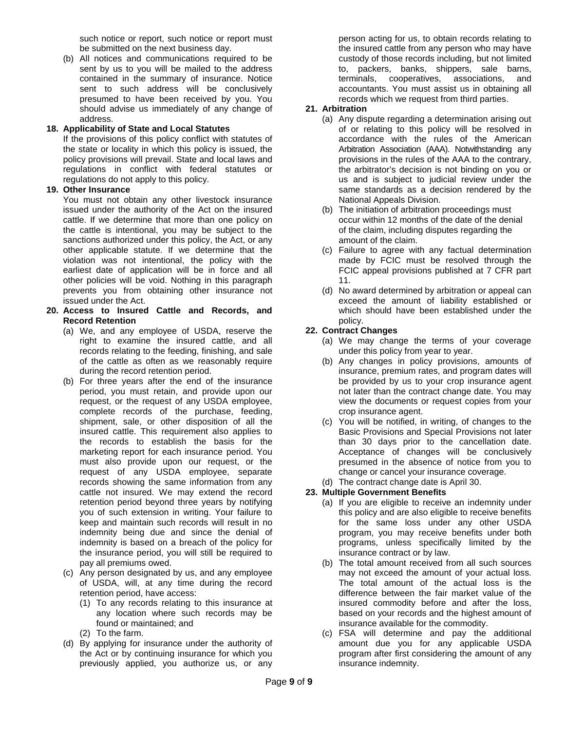such notice or report, such notice or report must be submitted on the next business day.

(b) All notices and communications required to be sent by us to you will be mailed to the address contained in the summary of insurance. Notice sent to such address will be conclusively presumed to have been received by you. You should advise us immediately of any change of address.

**18. Applicability of State and Local Statutes**

If the provisions of this policy conflict with statutes of the state or locality in which this policy is issued, the policy provisions will prevail. State and local laws and regulations in conflict with federal statutes or regulations do not apply to this policy.

**19. Other Insurance**

You must not obtain any other livestock insurance issued under the authority of the Act on the insured cattle. If we determine that more than one policy on the cattle is intentional, you may be subject to the sanctions authorized under this policy, the Act, or any other applicable statute. If we determine that the violation was not intentional, the policy with the earliest date of application will be in force and all other policies will be void. Nothing in this paragraph prevents you from obtaining other insurance not issued under the Act.

**20. Access to Insured Cattle and Records, and Record Retention**

(a) We, and any employee of USDA, reserve the right to examine the insured cattle, and all records relating to the feeding, finishing, and sale of the cattle as often as we reasonably require during the record retention period.

(b) For three years after the end of the insurance period, you must retain, and provide upon our request, or the request of any USDA employee, complete records of the purchase, feeding, shipment, sale, or other disposition of all the insured cattle. This requirement also applies to the records to establish the basis for the marketing report for each insurance period. You must also provide upon our request, or the request of any USDA employee, separate records showing the same information from any cattle not insured. We may extend the record retention period beyond three years by notifying you of such extension in writing. Your failure to keep and maintain such records will result in no indemnity being due and since the denial of indemnity is based on a breach of the policy for the insurance period, you will still be required to pay all premiums owed.

(c) Any person designated by us, and any employee of USDA, will, at any time during the record retention period, have access:

(1) To any records relating to this insurance at any location where such records may be found or maintained; and

(2) To the farm.

(d) By applying for insurance under the authority of the Act or by continuing insurance for which you previously applied, you authorize us, or any person acting for us, to obtain records relating to the insured cattle from any person who may have custody of those records including, but not limited to, packers, banks, shippers, sale barns, terminals, cooperatives, associations, and accountants. You must assist us in obtaining all records which we request from third parties.

**21. Arbitration**

(a) Any dispute regarding a determination arising out of or relating to this policy will be resolved in accordance with the rules of the American Arbitration Association (AAA). Notwithstanding any provisions in the rules of the AAA to the contrary, the arbitrator's decision is not binding on you or us and is subject to judicial review under the same standards as a decision rendered by the National Appeals Division.

(b) The initiation of arbitration proceedings must occur within 12 months of the date of the denial of the claim, including disputes regarding the amount of the claim.

(c) Failure to agree with any factual determination made by FCIC must be resolved through the FCIC appeal provisions published at 7 CFR part 11.

(d) No award determined by arbitration or appeal can exceed the amount of liability established or which should have been established under the policy.

**22. Contract Changes**

(a) We may change the terms of your coverage under this policy from year to year.

(b) Any changes in policy provisions, amounts of insurance, premium rates, and program dates will be provided by us to your crop insurance agent not later than the contract change date. You may view the documents or request copies from your crop insurance agent.

(c) You will be notified, in writing, of changes to the Basic Provisions and Special Provisions not later than 30 days prior to the cancellation date. Acceptance of changes will be conclusively presumed in the absence of notice from you to change or cancel your insurance coverage.

(d) The contract change date is April 30.

**23. Multiple Government Benefits**

(a) If you are eligible to receive an indemnity under this policy and are also eligible to receive benefits for the same loss under any other USDA program, you may receive benefits under both programs, unless specifically limited by the insurance contract or by law.

(b) The total amount received from all such sources may not exceed the amount of your actual loss. The total amount of the actual loss is the difference between the fair market value of the insured commodity before and after the loss, based on your records and the highest amount of insurance available for the commodity.

(c) FSA will determine and pay the additional amount due you for any applicable USDA program after first considering the amount of any insurance indemnity.